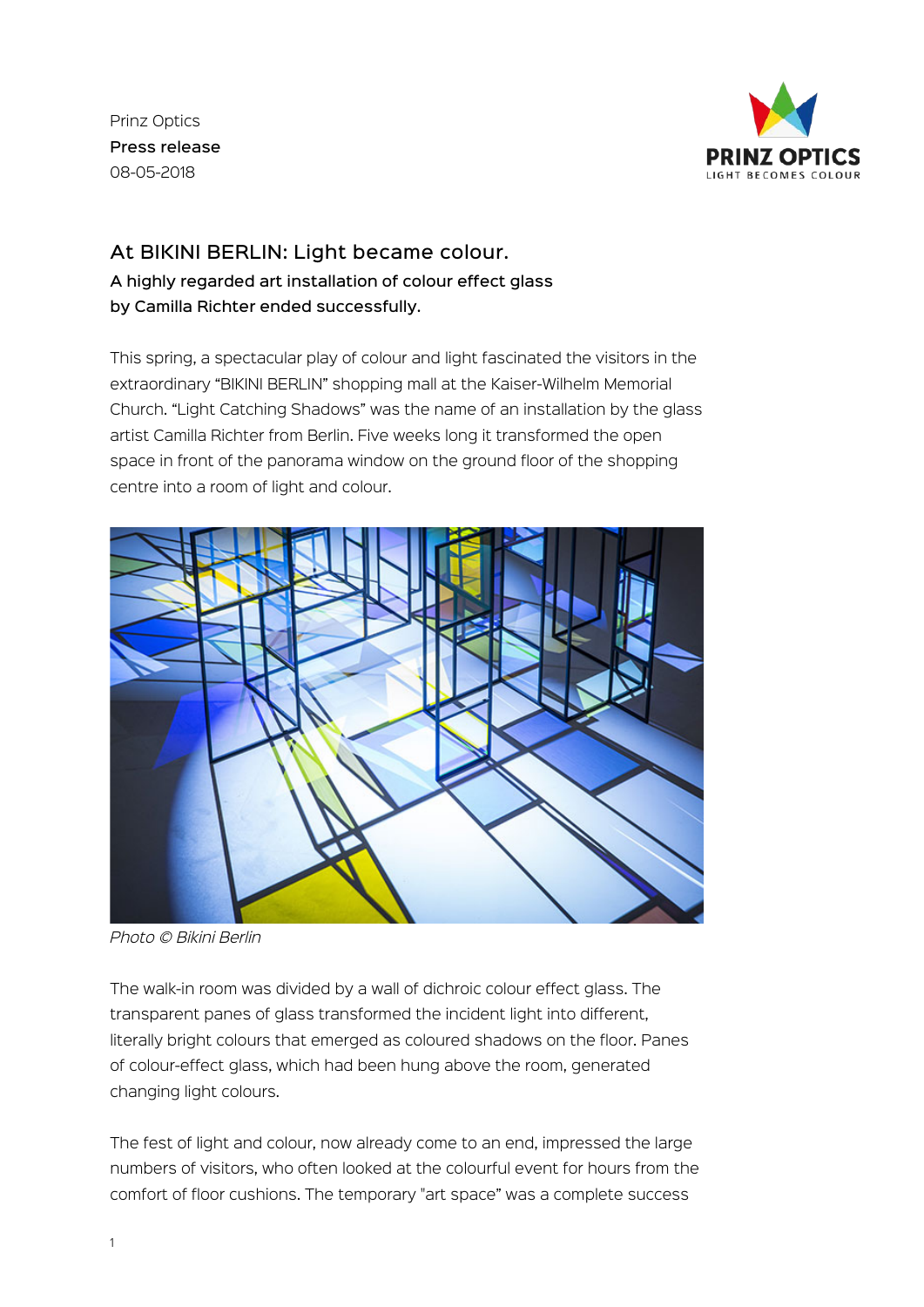Prinz Optics
**Press release**
08-05-2018

## At BIKINI BERLIN: Light became colour.

**A highly regarded art installation of colour effect glass by Camilla Richter ended successfully.**

This spring, a spectacular play of colour and light fascinated the visitors in the extraordinary "BIKINI BERLIN" shopping mall at the Kaiser-Wilhelm Memorial Church. "Light Catching Shadows" was the name of an installation by the glass artist Camilla Richter from Berlin. Five weeks long it transformed the open space in front of the panorama window on the ground floor of the shopping centre into a room of light and colour.

*Photo © Bikini Berlin*

The walk-in room was divided by a wall of dichroic colour effect glass. The transparent panes of glass transformed the incident light into different, literally bright colours that emerged as coloured shadows on the floor. Panes of colour-effect glass, which had been hung above the room, generated changing light colours.

The fest of light and colour, now already come to an end, impressed the large numbers of visitors, who often looked at the colourful event for hours from the comfort of floor cushions. The temporary "art space" was a complete success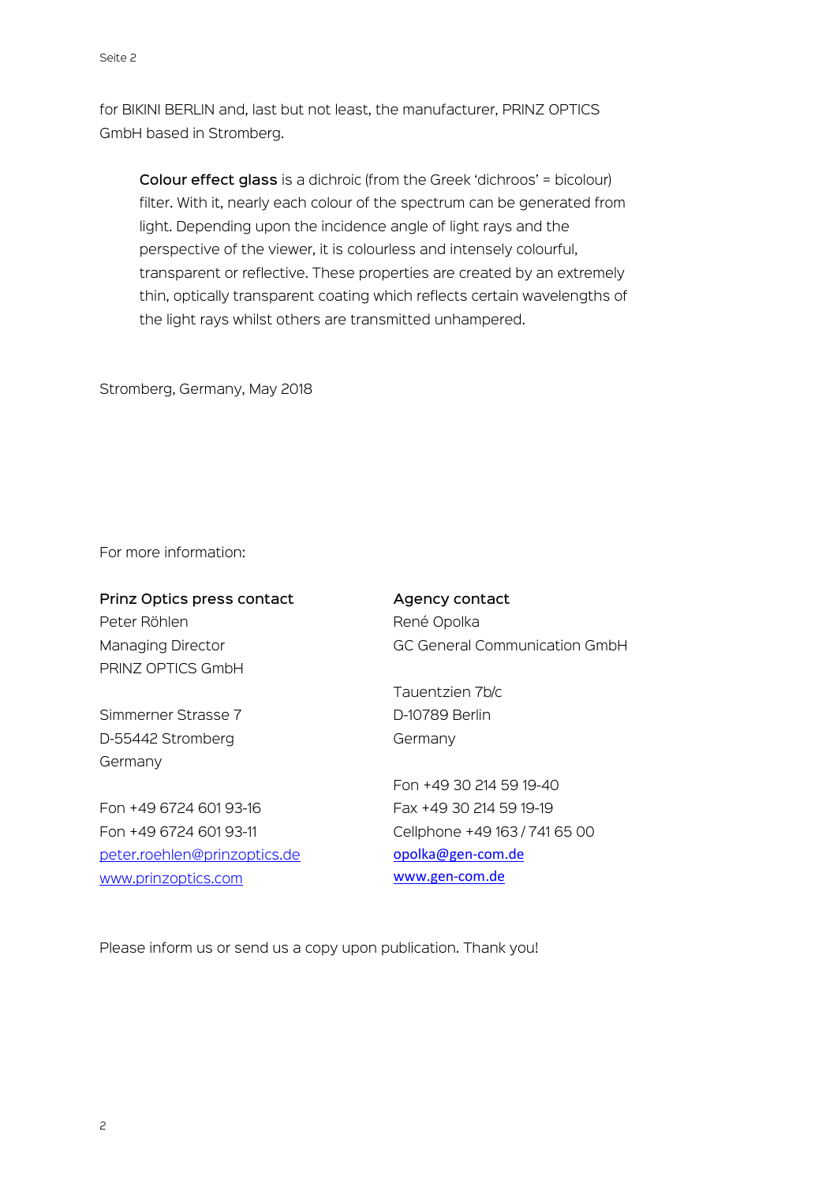for BIKINI BERLIN and, last but not least, the manufacturer, PRINZ OPTICS GmbH based in Stromberg.

> **Colour effect glass** is a dichroic (from the Greek 'dichroos' = bicolour) filter. With it, nearly each colour of the spectrum can be generated from light. Depending upon the incidence angle of light rays and the perspective of the viewer, it is colourless and intensely colourful, transparent or reflective. These properties are created by an extremely thin, optically transparent coating which reflects certain wavelengths of the light rays whilst others are transmitted unhampered.

Stromberg, Germany, May 2018

For more information:

**Prinz Optics press contact**
Peter Röhlen
Managing Director
PRINZ OPTICS GmbH

Simmerner Strasse 7
D-55442 Stromberg
Germany

Fon +49 6724 601 93-16
Fon +49 6724 601 93-11
peter.roehlen@prinzoptics.de
www.prinzoptics.com

**Agency contact**
René Opolka
GC General Communication GmbH

Tauentzien 7b/c
D-10789 Berlin
Germany

Fon +49 30 214 59 19-40
Fax +49 30 214 59 19-19
Cellphone +49 163 / 741 65 00
opolka@gen-com.de
www.gen-com.de

Please inform us or send us a copy upon publication. Thank you!